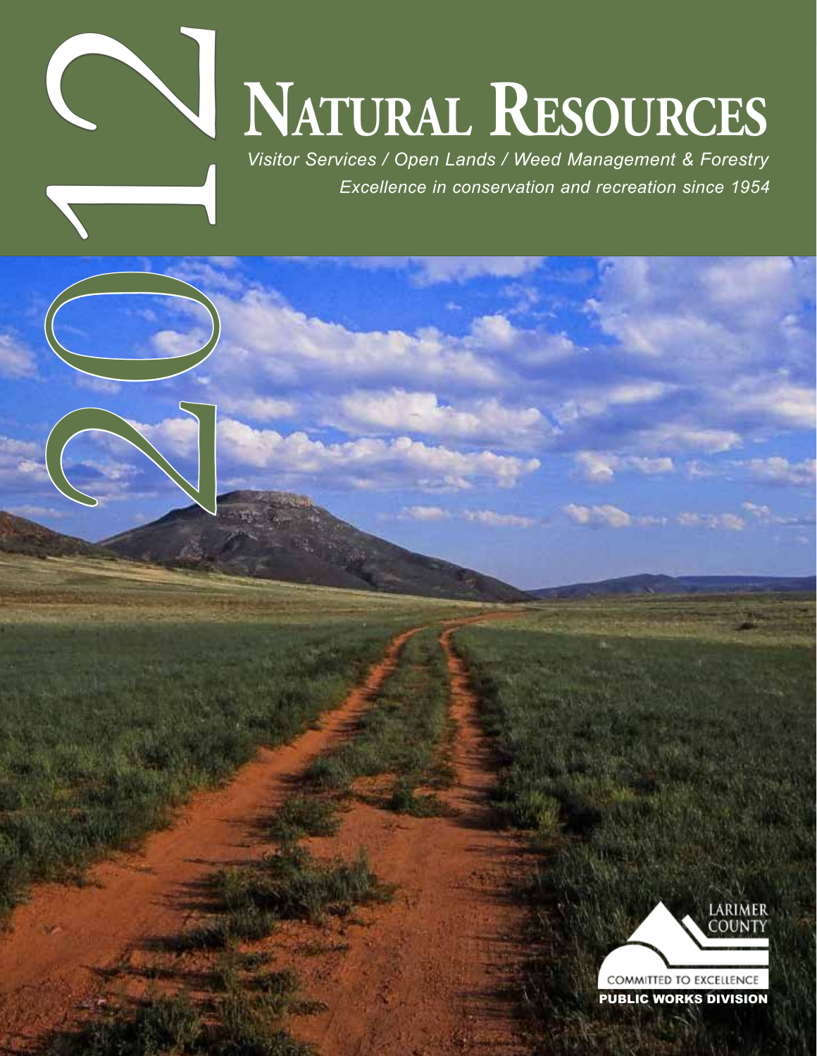2012

# Natural Resources

*Visitor Services / Open Lands / Weed Management & Forestry*

*Excellence in conservation and recreation since 1954*

LARIMER COUNTY

COMMITTED TO EXCELLENCE

PUBLIC WORKS DIVISION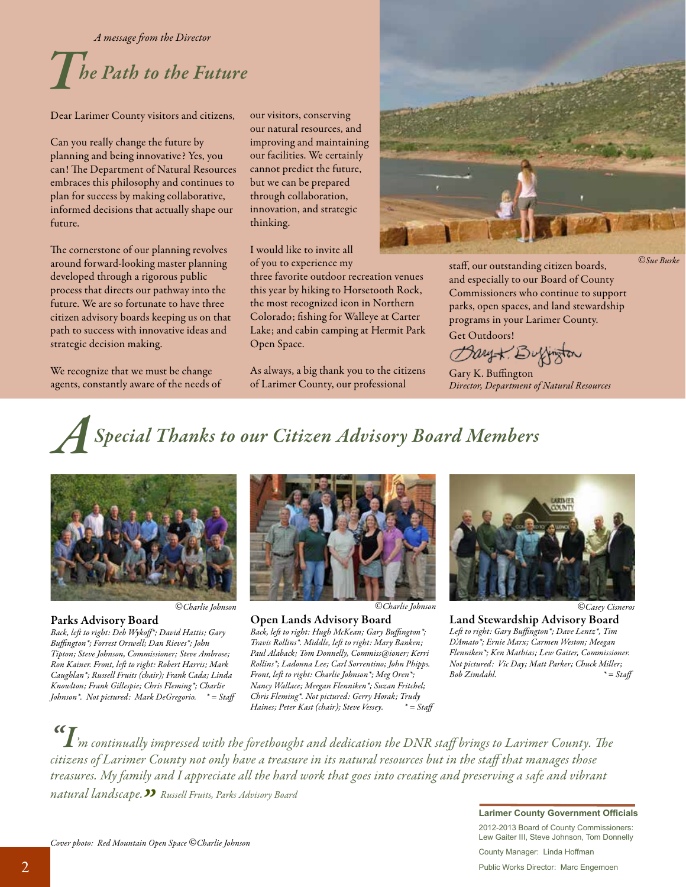*A message from the Director*

# The Path to the Future

Dear Larimer County visitors and citizens,

Can you really change the future by planning and being innovative? Yes, you can! The Department of Natural Resources embraces this philosophy and continues to plan for success by making collaborative, informed decisions that actually shape our future.

The cornerstone of our planning revolves around forward-looking master planning developed through a rigorous public process that directs our pathway into the future. We are so fortunate to have three citizen advisory boards keeping us on that path to success with innovative ideas and strategic decision making.

We recognize that we must be change agents, constantly aware of the needs of our visitors, conserving our natural resources, and improving and maintaining our facilities. We certainly cannot predict the future, but we can be prepared through collaboration, innovation, and strategic thinking.

I would like to invite all of you to experience my three favorite outdoor recreation venues this year by hiking to Horsetooth Rock, the most recognized icon in Northern Colorado; fishing for Walleye at Carter Lake; and cabin camping at Hermit Park Open Space.

As always, a big thank you to the citizens of Larimer County, our professional staff, our outstanding citizen boards, and especially to our Board of County Commissioners who continue to support parks, open spaces, and land stewardship programs in your Larimer County.

Get Outdoors!

Gary K. Buffington
*Director, Department of Natural Resources*

©Sue Burke

# A Special Thanks to our Citizen Advisory Board Members

©Charlie Johnson

**Parks Advisory Board**
*Back, left to right: Deb Wykoff\*; David Hattis; Gary Buffington\*; Forrest Orswell; Dan Rieves\*; John Tipton; Steve Johnson, Commissioner; Steve Ambrose; Ron Kainer. Front, left to right: Robert Harris; Mark Caughlan\*; Russell Fruits (chair); Frank Cada; Linda Knowlton; Frank Gillespie; Chris Fleming\*; Charlie Johnson\*. Not pictured: Mark DeGregorio. \* = Staff*

©Charlie Johnson

**Open Lands Advisory Board**
*Back, left to right: Hugh McKean; Gary Buffington\*; Travis Rollins\*. Middle, left to right: Mary Banken; Paul Alaback; Tom Donnelly, Commiss@ioner; Kerri Rollins\*; Ladonna Lee; Carl Sorrentino; John Phipps. Front, left to right: Charlie Johnson\*; Meg Oren\*; Nancy Wallace; Meegan Flenniken\*; Suzan Fritchel; Chris Fleming\*. Not pictured: Gerry Horak; Trudy Haines; Peter Kast (chair); Steve Vessey. \* = Staff*

©Casey Cisneros

**Land Stewardship Advisory Board**
*Left to right: Gary Buffington\*; Dave Lentz\*, Tim D'Amato\*; Ernie Marx; Carmen Weston; Meegan Flenniken\*; Ken Mathias; Lew Gaiter, Commissioner. Not pictured: Vic Day; Matt Parker; Chuck Miller; Bob Zimdahl. \* = Staff*

*"I'm continually impressed with the forethought and dedication the DNR staff brings to Larimer County. The citizens of Larimer County not only have a treasure in its natural resources but in the staff that manages those treasures. My family and I appreciate all the hard work that goes into creating and preserving a safe and vibrant natural landscape."* *Russell Fruits, Parks Advisory Board*

*Cover photo: Red Mountain Open Space ©Charlie Johnson*

**Larimer County Government Officials**

2012-2013 Board of County Commissioners: Lew Gaiter III, Steve Johnson, Tom Donnelly

County Manager: Linda Hoffman

Public Works Director: Marc Engemoen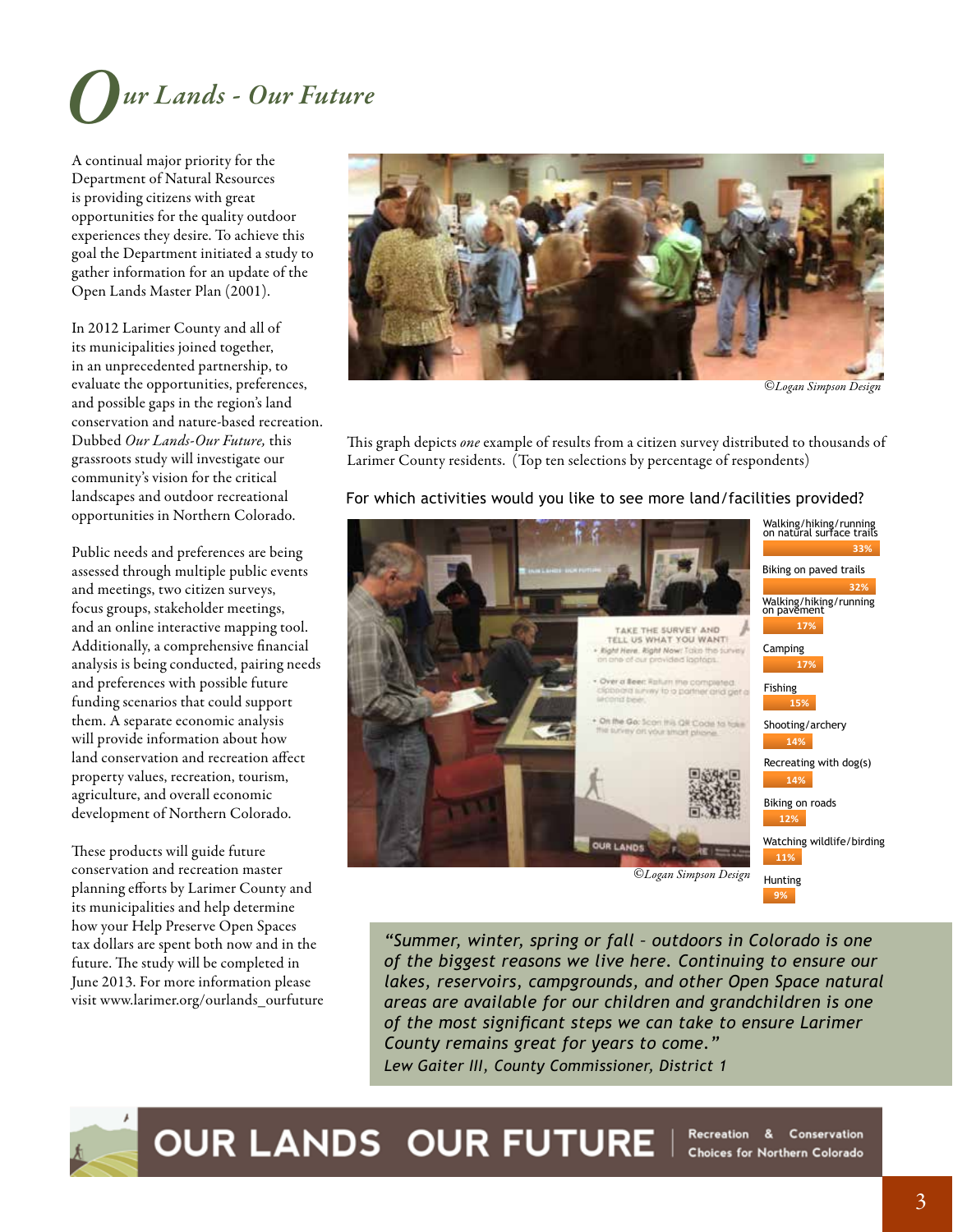# Our Lands - Our Future

A continual major priority for the Department of Natural Resources is providing citizens with great opportunities for the quality outdoor experiences they desire. To achieve this goal the Department initiated a study to gather information for an update of the Open Lands Master Plan (2001).

In 2012 Larimer County and all of its municipalities joined together, in an unprecedented partnership, to evaluate the opportunities, preferences, and possible gaps in the region's land conservation and nature-based recreation. Dubbed *Our Lands-Our Future,* this grassroots study will investigate our community's vision for the critical landscapes and outdoor recreational opportunities in Northern Colorado.

Public needs and preferences are being assessed through multiple public events and meetings, two citizen surveys, focus groups, stakeholder meetings, and an online interactive mapping tool. Additionally, a comprehensive financial analysis is being conducted, pairing needs and preferences with possible future funding scenarios that could support them. A separate economic analysis will provide information about how land conservation and recreation affect property values, recreation, tourism, agriculture, and overall economic development of Northern Colorado.

These products will guide future conservation and recreation master planning efforts by Larimer County and its municipalities and help determine how your Help Preserve Open Spaces tax dollars are spent both now and in the future. The study will be completed in June 2013. For more information please visit www.larimer.org/ourlands_ourfuture

©Logan Simpson Design

This graph depicts *one* example of results from a citizen survey distributed to thousands of Larimer County residents. (Top ten selections by percentage of respondents)

**For which activities would you like to see more land/facilities provided?**

| Activity | Percentage |
|---|---|
| Walking/hiking/running on natural surface trails | 33% |
| Biking on paved trails | 32% |
| Walking/hiking/running on pavement | 17% |
| Camping | 17% |
| Fishing | 15% |
| Shooting/archery | 14% |
| Recreating with dog(s) | 14% |
| Biking on roads | 12% |
| Watching wildlife/birding | 11% |
| Hunting | 9% |

©Logan Simpson Design

> *"Summer, winter, spring or fall - outdoors in Colorado is one of the biggest reasons we live here. Continuing to ensure our lakes, reservoirs, campgrounds, and other Open Space natural areas are available for our children and grandchildren is one of the most significant steps we can take to ensure Larimer County remains great for years to come."*
> *Lew Gaiter III, County Commissioner, District 1*

**OUR LANDS OUR FUTURE** | Recreation & Conservation Choices for Northern Colorado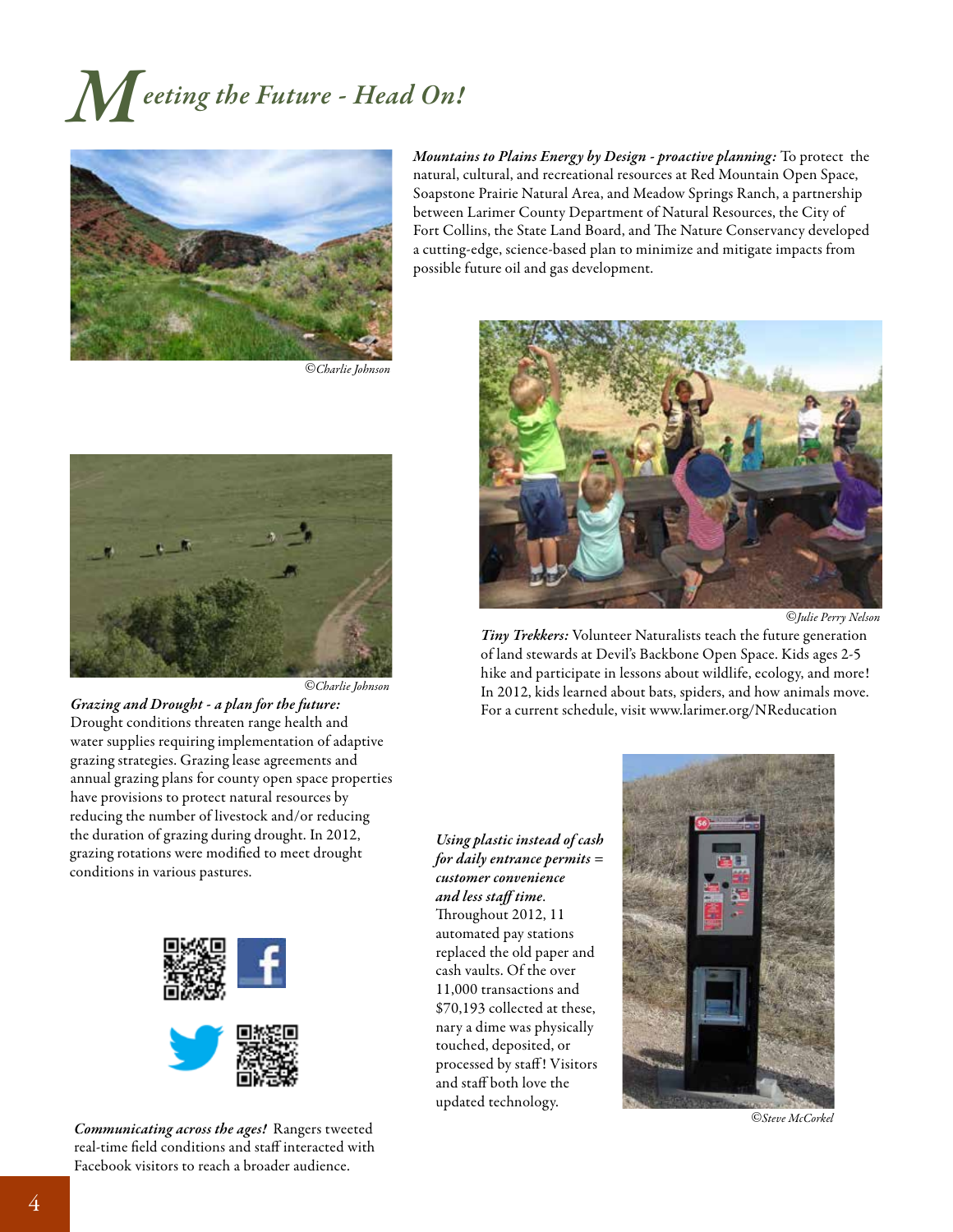# Meeting the Future - Head On!

©Charlie Johnson

***Mountains to Plains Energy by Design - proactive planning:*** To protect the natural, cultural, and recreational resources at Red Mountain Open Space, Soapstone Prairie Natural Area, and Meadow Springs Ranch, a partnership between Larimer County Department of Natural Resources, the City of Fort Collins, the State Land Board, and The Nature Conservancy developed a cutting-edge, science-based plan to minimize and mitigate impacts from possible future oil and gas development.

©Julie Perry Nelson

***Tiny Trekkers:*** Volunteer Naturalists teach the future generation of land stewards at Devil's Backbone Open Space. Kids ages 2-5 hike and participate in lessons about wildlife, ecology, and more! In 2012, kids learned about bats, spiders, and how animals move. For a current schedule, visit www.larimer.org/NReducation

©Charlie Johnson

***Grazing and Drought - a plan for the future:*** Drought conditions threaten range health and water supplies requiring implementation of adaptive grazing strategies. Grazing lease agreements and annual grazing plans for county open space properties have provisions to protect natural resources by reducing the number of livestock and/or reducing the duration of grazing during drought. In 2012, grazing rotations were modified to meet drought conditions in various pastures.

***Using plastic instead of cash for daily entrance permits = customer convenience and less staff time.*** Throughout 2012, 11 automated pay stations replaced the old paper and cash vaults. Of the over 11,000 transactions and $70,193 collected at these, nary a dime was physically touched, deposited, or processed by staff! Visitors and staff both love the updated technology.

©Steve McCorkel

***Communicating across the ages!*** Rangers tweeted real-time field conditions and staff interacted with Facebook visitors to reach a broader audience.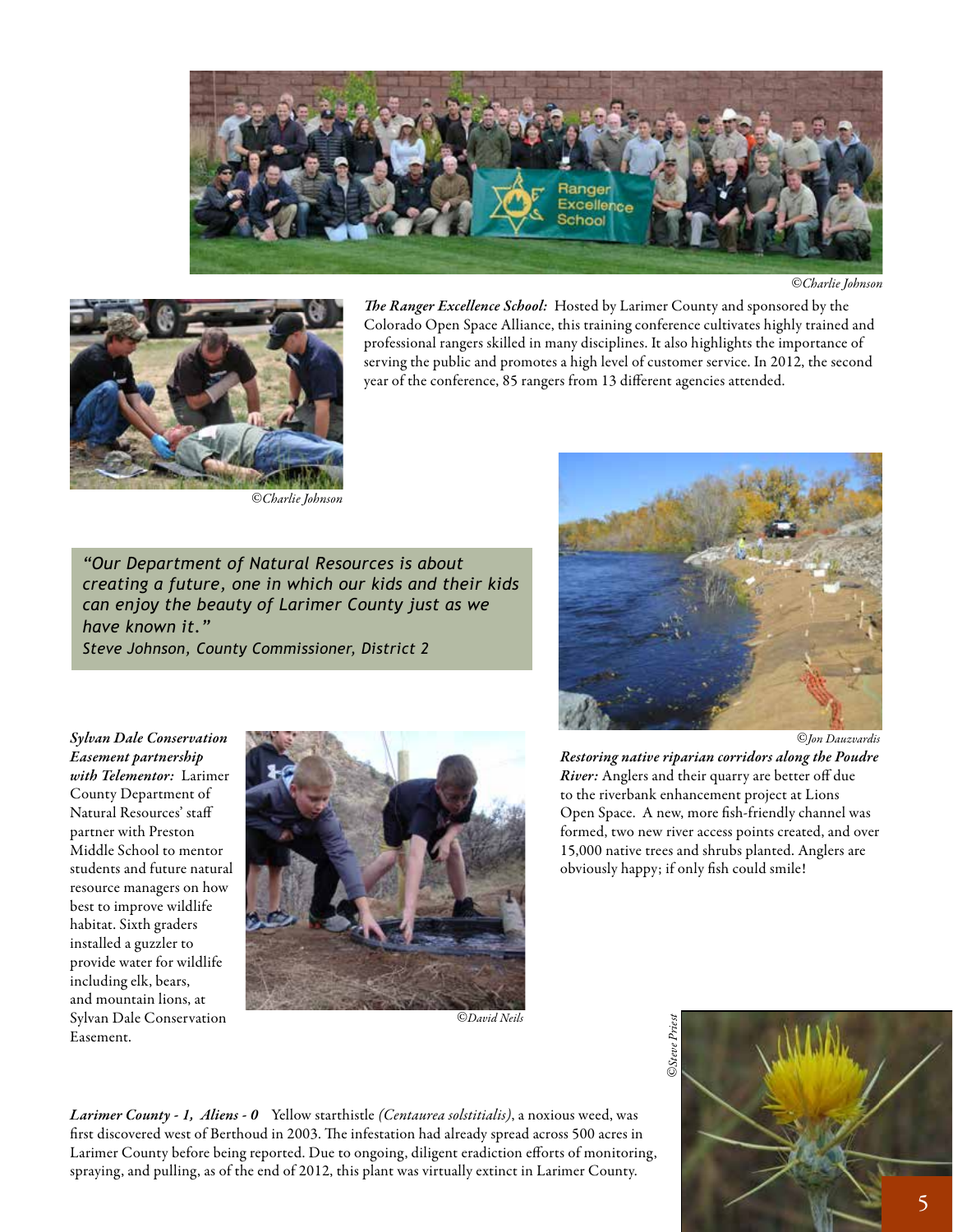©Charlie Johnson

***The Ranger Excellence School:*** Hosted by Larimer County and sponsored by the Colorado Open Space Alliance, this training conference cultivates highly trained and professional rangers skilled in many disciplines. It also highlights the importance of serving the public and promotes a high level of customer service. In 2012, the second year of the conference, 85 rangers from 13 different agencies attended.

©Charlie Johnson

> *"Our Department of Natural Resources is about creating a future, one in which our kids and their kids can enjoy the beauty of Larimer County just as we have known it."*
> *Steve Johnson, County Commissioner, District 2*

©Jon Dauzvardis

***Restoring native riparian corridors along the Poudre River:*** Anglers and their quarry are better off due to the riverbank enhancement project at Lions Open Space. A new, more fish-friendly channel was formed, two new river access points created, and over 15,000 native trees and shrubs planted. Anglers are obviously happy; if only fish could smile!

***Sylvan Dale Conservation Easement partnership with Telementor:*** Larimer County Department of Natural Resources' staff partner with Preston Middle School to mentor students and future natural resource managers on how best to improve wildlife habitat. Sixth graders installed a guzzler to provide water for wildlife including elk, bears, and mountain lions, at Sylvan Dale Conservation Easement.

©David Neils

©Steve Priest

***Larimer County - 1, Aliens - 0*** Yellow starthistle *(Centaurea solstitialis)*, a noxious weed, was first discovered west of Berthoud in 2003. The infestation had already spread across 500 acres in Larimer County before being reported. Due to ongoing, diligent eradiction efforts of monitoring, spraying, and pulling, as of the end of 2012, this plant was virtually extinct in Larimer County.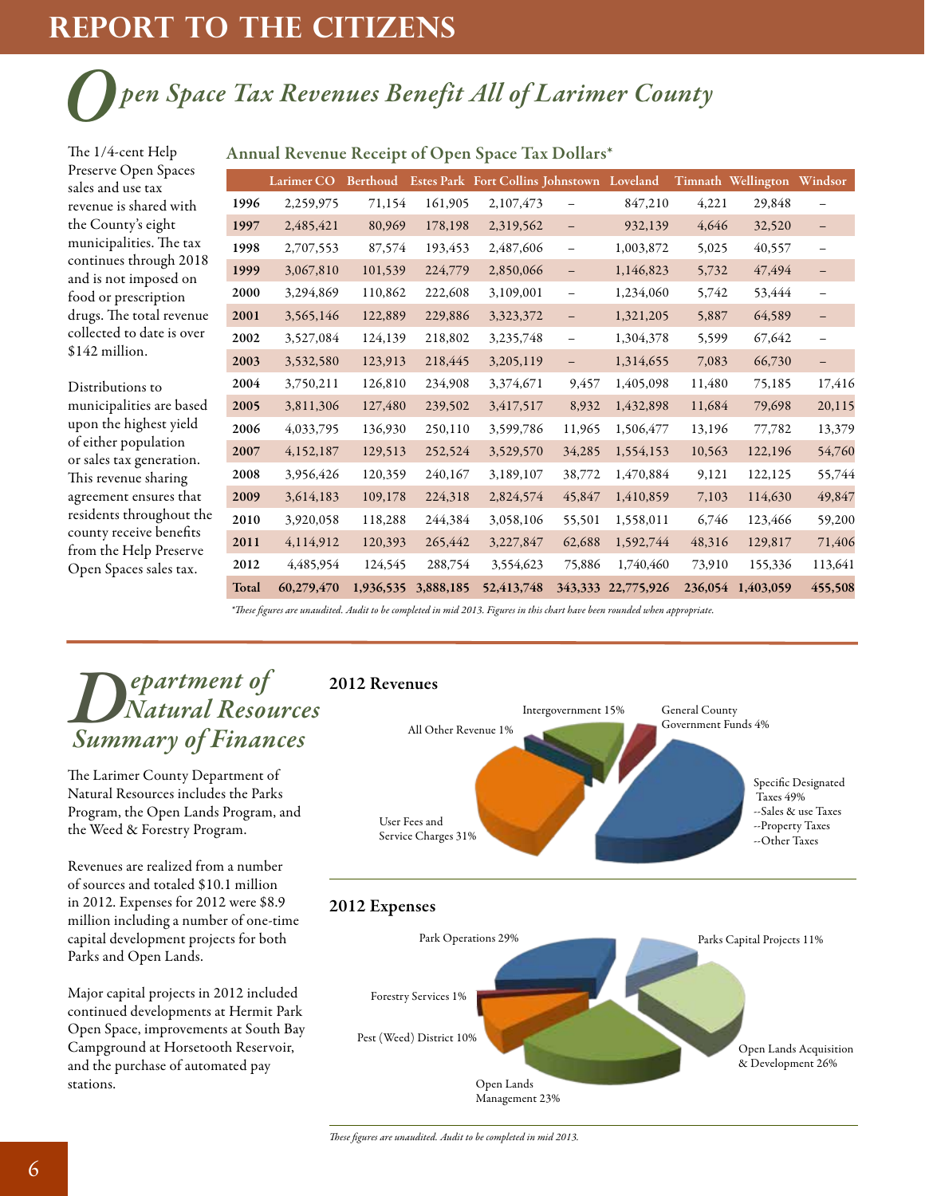# REPORT TO THE CITIZENS

## Open Space Tax Revenues Benefit All of Larimer County

The 1/4-cent Help Preserve Open Spaces sales and use tax revenue is shared with the County's eight municipalities. The tax continues through 2018 and is not imposed on food or prescription drugs. The total revenue collected to date is over $142 million.

Distributions to municipalities are based upon the highest yield of either population or sales tax generation. This revenue sharing agreement ensures that residents throughout the county receive benefits from the Help Preserve Open Spaces sales tax.

### Annual Revenue Receipt of Open Space Tax Dollars*

| | Larimer CO | Berthoud | Estes Park | Fort Collins | Johnstown | Loveland | Timnath | Wellington | Windsor |
|---|---|---|---|---|---|---|---|---|---|
| **1996** | 2,259,975 | 71,154 | 161,905 | 2,107,473 | – | 847,210 | 4,221 | 29,848 | – |
| **1997** | 2,485,421 | 80,969 | 178,198 | 2,319,562 | – | 932,139 | 4,646 | 32,520 | – |
| **1998** | 2,707,553 | 87,574 | 193,453 | 2,487,606 | – | 1,003,872 | 5,025 | 40,557 | – |
| **1999** | 3,067,810 | 101,539 | 224,779 | 2,850,066 | – | 1,146,823 | 5,732 | 47,494 | – |
| **2000** | 3,294,869 | 110,862 | 222,608 | 3,109,001 | – | 1,234,060 | 5,742 | 53,444 | – |
| **2001** | 3,565,146 | 122,889 | 229,886 | 3,323,372 | – | 1,321,205 | 5,887 | 64,589 | – |
| **2002** | 3,527,084 | 124,139 | 218,802 | 3,235,748 | – | 1,304,378 | 5,599 | 67,642 | – |
| **2003** | 3,532,580 | 123,913 | 218,445 | 3,205,119 | – | 1,314,655 | 7,083 | 66,730 | – |
| **2004** | 3,750,211 | 126,810 | 234,908 | 3,374,671 | 9,457 | 1,405,098 | 11,480 | 75,185 | 17,416 |
| **2005** | 3,811,306 | 127,480 | 239,502 | 3,417,517 | 8,932 | 1,432,898 | 11,684 | 79,698 | 20,115 |
| **2006** | 4,033,795 | 136,930 | 250,110 | 3,599,786 | 11,965 | 1,506,477 | 13,196 | 77,782 | 13,379 |
| **2007** | 4,152,187 | 129,513 | 252,524 | 3,529,570 | 34,285 | 1,554,153 | 10,563 | 122,196 | 54,760 |
| **2008** | 3,956,426 | 120,359 | 240,167 | 3,189,107 | 38,772 | 1,470,884 | 9,121 | 122,125 | 55,744 |
| **2009** | 3,614,183 | 109,178 | 224,318 | 2,824,574 | 45,847 | 1,410,859 | 7,103 | 114,630 | 49,847 |
| **2010** | 3,920,058 | 118,288 | 244,384 | 3,058,106 | 55,501 | 1,558,011 | 6,746 | 123,466 | 59,200 |
| **2011** | 4,114,912 | 120,393 | 265,442 | 3,227,847 | 62,688 | 1,592,744 | 48,316 | 129,817 | 71,406 |
| **2012** | 4,485,954 | 124,545 | 288,754 | 3,554,623 | 75,886 | 1,740,460 | 73,910 | 155,336 | 113,641 |
| **Total** | **60,279,470** | **1,936,535** | **3,888,185** | **52,413,748** | **343,333** | **22,775,926** | **236,054** | **1,403,059** | **455,508** |

*\*These figures are unaudited. Audit to be completed in mid 2013. Figures in this chart have been rounded when appropriate.*

## Department of Natural Resources Summary of Finances

The Larimer County Department of Natural Resources includes the Parks Program, the Open Lands Program, and the Weed & Forestry Program.

Revenues are realized from a number of sources and totaled $10.1 million in 2012. Expenses for 2012 were $8.9 million including a number of one-time capital development projects for both Parks and Open Lands.

Major capital projects in 2012 included continued developments at Hermit Park Open Space, improvements at South Bay Campground at Horsetooth Reservoir, and the purchase of automated pay stations.

### 2012 Revenues

- Specific Designated Taxes 49%
  - Sales & use Taxes
  - Property Taxes
  - Other Taxes
- User Fees and Service Charges 31%
- Intergovernment 15%
- General County Government Funds 4%
- All Other Revenue 1%

### 2012 Expenses

- Park Operations 29%
- Open Lands Acquisition & Development 26%
- Open Lands Management 23%
- Parks Capital Projects 11%
- Pest (Weed) District 10%
- Forestry Services 1%

*These figures are unaudited. Audit to be completed in mid 2013.*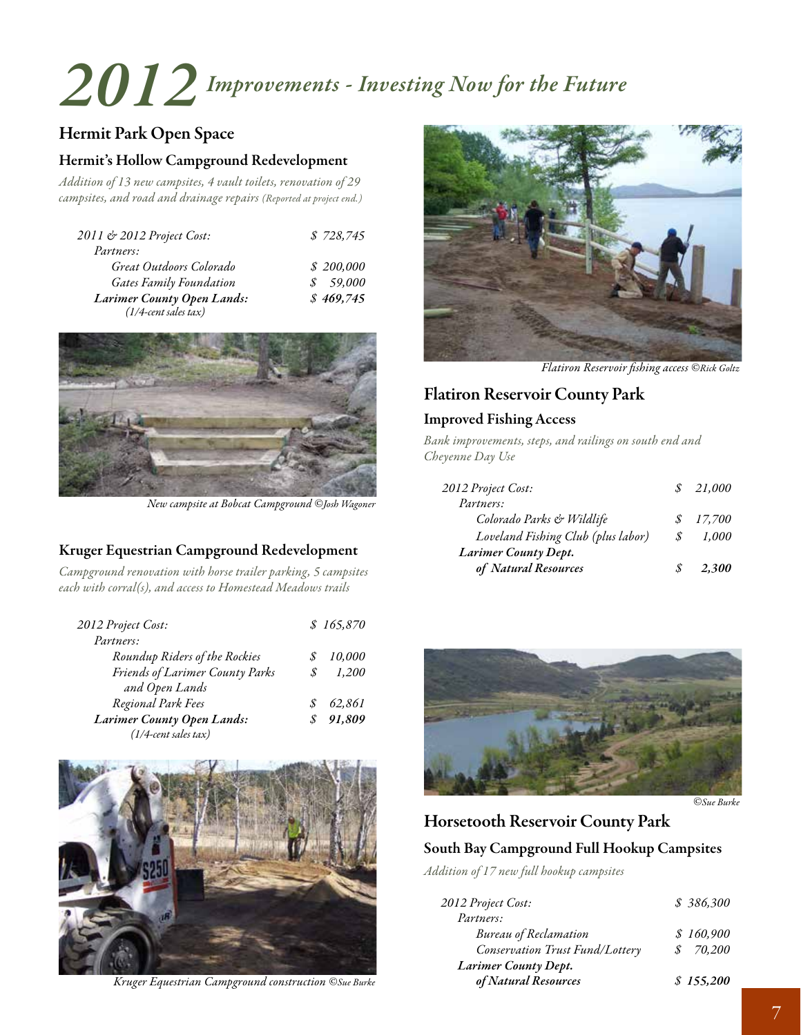# 2012 *Improvements - Investing Now for the Future*

## Hermit Park Open Space

### Hermit's Hollow Campground Redevelopment

*Addition of 13 new campsites, 4 vault toilets, renovation of 29 campsites, and road and drainage repairs (Reported at project end.)*

| | |
|---|---|
| *2011 & 2012 Project Cost:* | *$ 728,745* |
| *Partners:* | |
| *Great Outdoors Colorado* | *$ 200,000* |
| *Gates Family Foundation* | *$ 59,000* |
| ***Larimer County Open Lands:*** *(1/4-cent sales tax)* | ***$ 469,745*** |

*New campsite at Bobcat Campground ©Josh Wagoner*

### Kruger Equestrian Campground Redevelopment

*Campground renovation with horse trailer parking, 5 campsites each with corral(s), and access to Homestead Meadows trails*

| | |
|---|---|
| *2012 Project Cost:* | *$ 165,870* |
| *Partners:* | |
| *Roundup Riders of the Rockies* | *$ 10,000* |
| *Friends of Larimer County Parks and Open Lands* | *$ 1,200* |
| *Regional Park Fees* | *$ 62,861* |
| ***Larimer County Open Lands:*** *(1/4-cent sales tax)* | ***$ 91,809*** |

*Kruger Equestrian Campground construction ©Sue Burke*

*Flatiron Reservoir fishing access ©Rick Goltz*

## Flatiron Reservoir County Park

### Improved Fishing Access

*Bank improvements, steps, and railings on south end and Cheyenne Day Use*

| | |
|---|---|
| *2012 Project Cost:* | *$ 21,000* |
| *Partners:* | |
| *Colorado Parks & Wildlife* | *$ 17,700* |
| *Loveland Fishing Club (plus labor)* | *$ 1,000* |
| ***Larimer County Dept. of Natural Resources*** | ***$ 2,300*** |

*©Sue Burke*

## Horsetooth Reservoir County Park

### South Bay Campground Full Hookup Campsites

*Addition of 17 new full hookup campsites*

| | |
|---|---|
| *2012 Project Cost:* | *$ 386,300* |
| *Partners:* | |
| *Bureau of Reclamation* | *$ 160,900* |
| *Conservation Trust Fund/Lottery* | *$ 70,200* |
| ***Larimer County Dept. of Natural Resources*** | ***$ 155,200*** |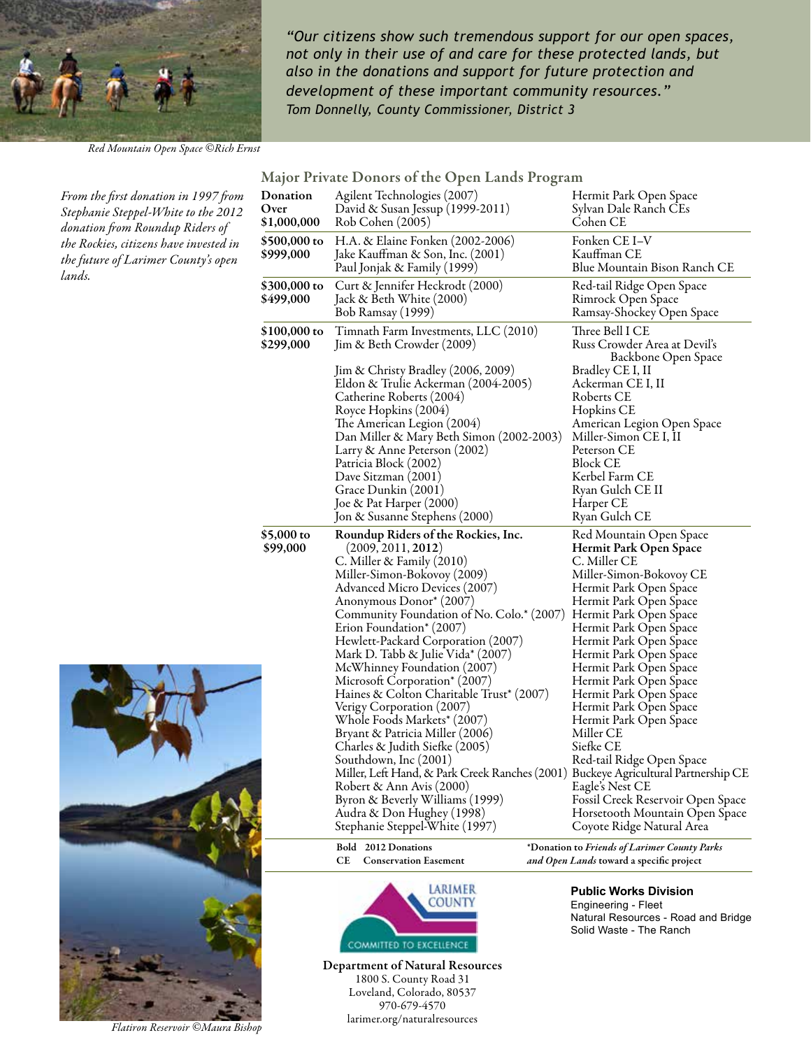*"Our citizens show such tremendous support for our open spaces, not only in their use of and care for these protected lands, but also in the donations and support for future protection and development of these important community resources."*
*Tom Donnelly, County Commissioner, District 3*

*Red Mountain Open Space ©Rich Ernst*

*From the first donation in 1997 from Stephanie Steppel-White to the 2012 donation from Roundup Riders of the Rockies, citizens have invested in the future of Larimer County's open lands.*

## Major Private Donors of the Open Lands Program

| Donation | Donor | Project |
|---|---|---|
| **Over $1,000,000** | Agilent Technologies (2007) | Hermit Park Open Space |
| | David & Susan Jessup (1999-2011) | Sylvan Dale Ranch CEs |
| | Rob Cohen (2005) | Cohen CE |
| **$500,000 to $999,000** | H.A. & Elaine Fonken (2002-2006) | Fonken CE I–V |
| | Jake Kauffman & Son, Inc. (2001) | Kauffman CE |
| | Paul Jonjak & Family (1999) | Blue Mountain Bison Ranch CE |
| **$300,000 to $499,000** | Curt & Jennifer Heckrodt (2000) | Red-tail Ridge Open Space |
| | Jack & Beth White (2000) | Rimrock Open Space |
| | Bob Ramsay (1999) | Ramsay-Shockey Open Space |
| **$100,000 to $299,000** | Timnath Farm Investments, LLC (2010) | Three Bell I CE |
| | Jim & Beth Crowder (2009) | Russ Crowder Area at Devil's Backbone Open Space |
| | Jim & Christy Bradley (2006, 2009) | Bradley CE I, II |
| | Eldon & Trulie Ackerman (2004-2005) | Ackerman CE I, II |
| | Catherine Roberts (2004) | Roberts CE |
| | Royce Hopkins (2004) | Hopkins CE |
| | The American Legion (2004) | American Legion Open Space |
| | Dan Miller & Mary Beth Simon (2002-2003) | Miller-Simon CE I, II |
| | Larry & Anne Peterson (2002) | Peterson CE |
| | Patricia Block (2002) | Block CE |
| | Dave Sitzman (2001) | Kerbel Farm CE |
| | Grace Dunkin (2001) | Ryan Gulch CE II |
| | Joe & Pat Harper (2000) | Harper CE |
| | Jon & Susanne Stephens (2000) | Ryan Gulch CE |
| **$5,000 to $99,000** | **Roundup Riders of the Rockies, Inc.** (2009, 2011, **2012**) | Red Mountain Open Space; **Hermit Park Open Space** |
| | C. Miller & Family (2010) | C. Miller CE |
| | Miller-Simon-Bokovoy (2009) | Miller-Simon-Bokovoy CE |
| | Advanced Micro Devices (2007) | Hermit Park Open Space |
| | Anonymous Donor* (2007) | Hermit Park Open Space |
| | Community Foundation of No. Colo.* (2007) | Hermit Park Open Space |
| | Erion Foundation* (2007) | Hermit Park Open Space |
| | Hewlett-Packard Corporation (2007) | Hermit Park Open Space |
| | Mark D. Tabb & Julie Vida* (2007) | Hermit Park Open Space |
| | McWhinney Foundation (2007) | Hermit Park Open Space |
| | Microsoft Corporation* (2007) | Hermit Park Open Space |
| | Haines & Colton Charitable Trust* (2007) | Hermit Park Open Space |
| | Verigy Corporation (2007) | Hermit Park Open Space |
| | Whole Foods Markets* (2007) | Hermit Park Open Space |
| | Bryant & Patricia Miller (2006) | Miller CE |
| | Charles & Judith Siefke (2005) | Siefke CE |
| | Southdown, Inc (2001) | Red-tail Ridge Open Space |
| | Miller, Left Hand, & Park Creek Ranches (2001) | Buckeye Agricultural Partnership CE |
| | Robert & Ann Avis (2000) | Eagle's Nest CE |
| | Byron & Beverly Williams (1999) | Fossil Creek Reservoir Open Space |
| | Audra & Don Hughey (1998) | Horsetooth Mountain Open Space |
| | Stephanie Steppel-White (1997) | Coyote Ridge Natural Area |

**Bold** 2012 Donations
**CE** Conservation Easement

*Donation to *Friends of Larimer County Parks and Open Lands* toward a specific project

*Flatiron Reservoir ©Maura Bishop*

LARIMER COUNTY
COMMITTED TO EXCELLENCE

**Department of Natural Resources**
1800 S. County Road 31
Loveland, Colorado, 80537
970-679-4570
larimer.org/naturalresources

**Public Works Division**
Engineering - Fleet
Natural Resources - Road and Bridge
Solid Waste - The Ranch